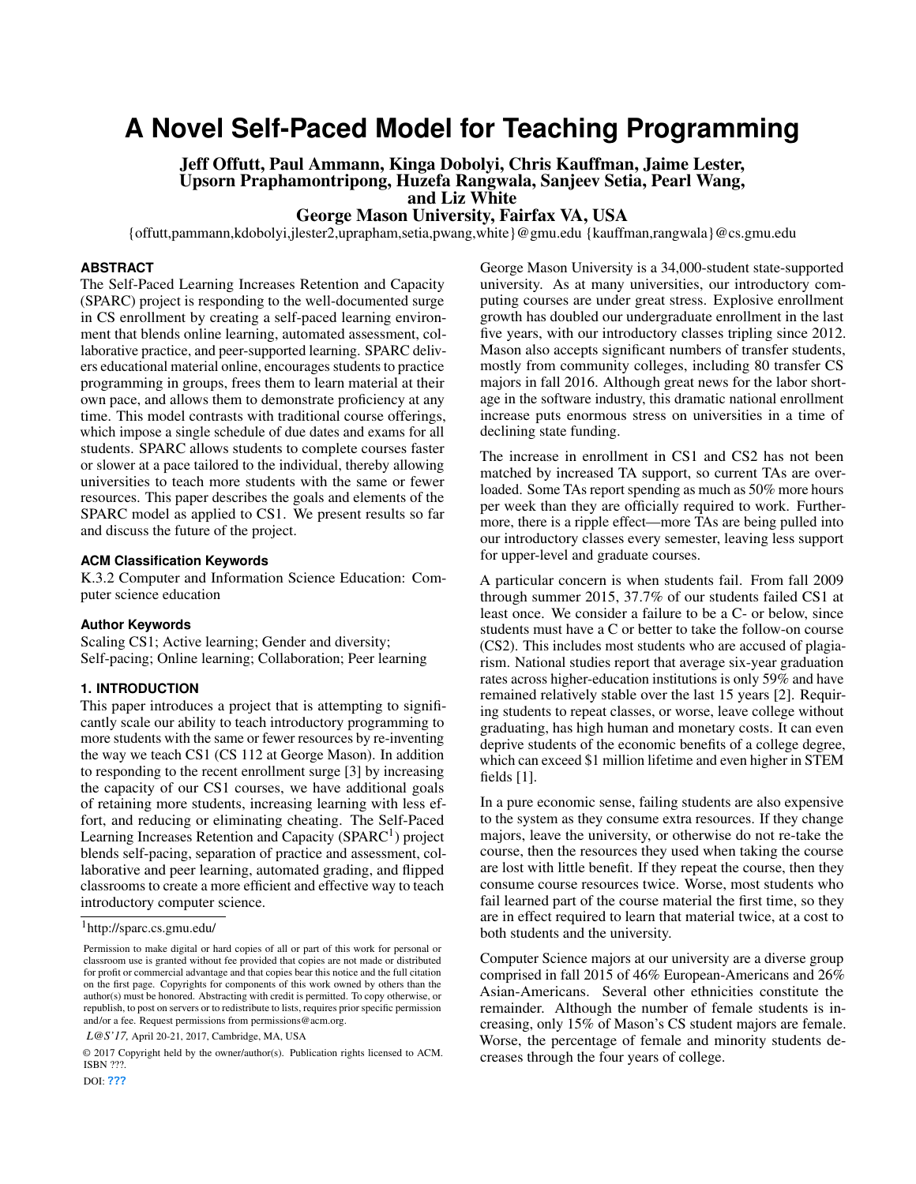# A Novel Self-Paced Model for Teaching Programming

**Jeff Offutt, Paul Ammann, Kinga Dobolyi, Chris Kauffman, Jaime Lester, Upsorn Praphamontripong, Huzefa Rangwala, Sanjeev Setia, Pearl Wang, and Liz White**
**George Mason University, Fairfax VA, USA**
{offutt,pammann,kdobolyi,jlester2,upraphamp,setia,pwang,white}@gmu.edu {kauffman,rangwala}@cs.gmu.edu

## ABSTRACT

The Self-Paced Learning Increases Retention and Capacity (SPARC) project is responding to the well-documented surge in CS enrollment by creating a self-paced learning environment that blends online learning, automated assessment, collaborative practice, and peer-supported learning. SPARC delivers educational material online, encourages students to practice programming in groups, frees them to learn material at their own pace, and allows them to demonstrate proficiency at any time. This model contrasts with traditional course offerings, which impose a single schedule of due dates and exams for all students. SPARC allows students to complete courses faster or slower at a pace tailored to the individual, thereby allowing universities to teach more students with the same or fewer resources. This paper describes the goals and elements of the SPARC model as applied to CS1. We present results so far and discuss the future of the project.

### ACM Classification Keywords

K.3.2 Computer and Information Science Education: Computer science education

### Author Keywords

Scaling CS1; Active learning; Gender and diversity; Self-pacing; Online learning; Collaboration; Peer learning

## 1. INTRODUCTION

This paper introduces a project that is attempting to significantly scale our ability to teach introductory programming to more students with the same or fewer resources by re-inventing the way we teach CS1 (CS 112 at George Mason). In addition to responding to the recent enrollment surge [3] by increasing the capacity of our CS1 courses, we have additional goals of retaining more students, increasing learning with less effort, and reducing or eliminating cheating. The Self-Paced Learning Increases Retention and Capacity (SPARC[1]) project blends self-pacing, separation of practice and assessment, collaborative and peer learning, automated grading, and flipped classrooms to create a more efficient and effective way to teach introductory computer science.

[1] http://sparc.cs.gmu.edu/

Permission to make digital or hard copies of all or part of this work for personal or classroom use is granted without fee provided that copies are not made or distributed for profit or commercial advantage and that copies bear this notice and the full citation on the first page. Copyrights for components of this work owned by others than the author(s) must be honored. Abstracting with credit is permitted. To copy otherwise, or republish, to post on servers or to redistribute to lists, requires prior specific permission and/or a fee. Request permissions from permissions@acm.org.

*L@S'17,* April 20-21, 2017, Cambridge, MA, USA

© 2017 Copyright held by the owner/author(s). Publication rights licensed to ACM. ISBN ???.

DOI: ???

George Mason University is a 34,000-student state-supported university. As at many universities, our introductory computing courses are under great stress. Explosive enrollment growth has doubled our undergraduate enrollment in the last five years, with our introductory classes tripling since 2012. Mason also accepts significant numbers of transfer students, mostly from community colleges, including 80 transfer CS majors in fall 2016. Although great news for the labor shortage in the software industry, this dramatic national enrollment increase puts enormous stress on universities in a time of declining state funding.

The increase in enrollment in CS1 and CS2 has not been matched by increased TA support, so current TAs are overloaded. Some TAs report spending as much as 50% more hours per week than they are officially required to work. Furthermore, there is a ripple effect—more TAs are being pulled into our introductory classes every semester, leaving less support for upper-level and graduate courses.

A particular concern is when students fail. From fall 2009 through summer 2015, 37.7% of our students failed CS1 at least once. We consider a failure to be a C- or below, since students must have a C or better to take the follow-on course (CS2). This includes most students who are accused of plagiarism. National studies report that average six-year graduation rates across higher-education institutions is only 59% and have remained relatively stable over the last 15 years [2]. Requiring students to repeat classes, or worse, leave college without graduating, has high human and monetary costs. It can even deprive students of the economic benefits of a college degree, which can exceed $1 million lifetime and even higher in STEM fields [1].

In a pure economic sense, failing students are also expensive to the system as they consume extra resources. If they change majors, leave the university, or otherwise do not re-take the course, then the resources they used when taking the course are lost with little benefit. If they repeat the course, then they consume course resources twice. Worse, most students who fail learned part of the course material the first time, so they are in effect required to learn that material twice, at a cost to both students and the university.

Computer Science majors at our university are a diverse group comprised in fall 2015 of 46% European-Americans and 26% Asian-Americans. Several other ethnicities constitute the remainder. Although the number of female students is increasing, only 15% of Mason's CS student majors are female. Worse, the percentage of female and minority students decreases through the four years of college.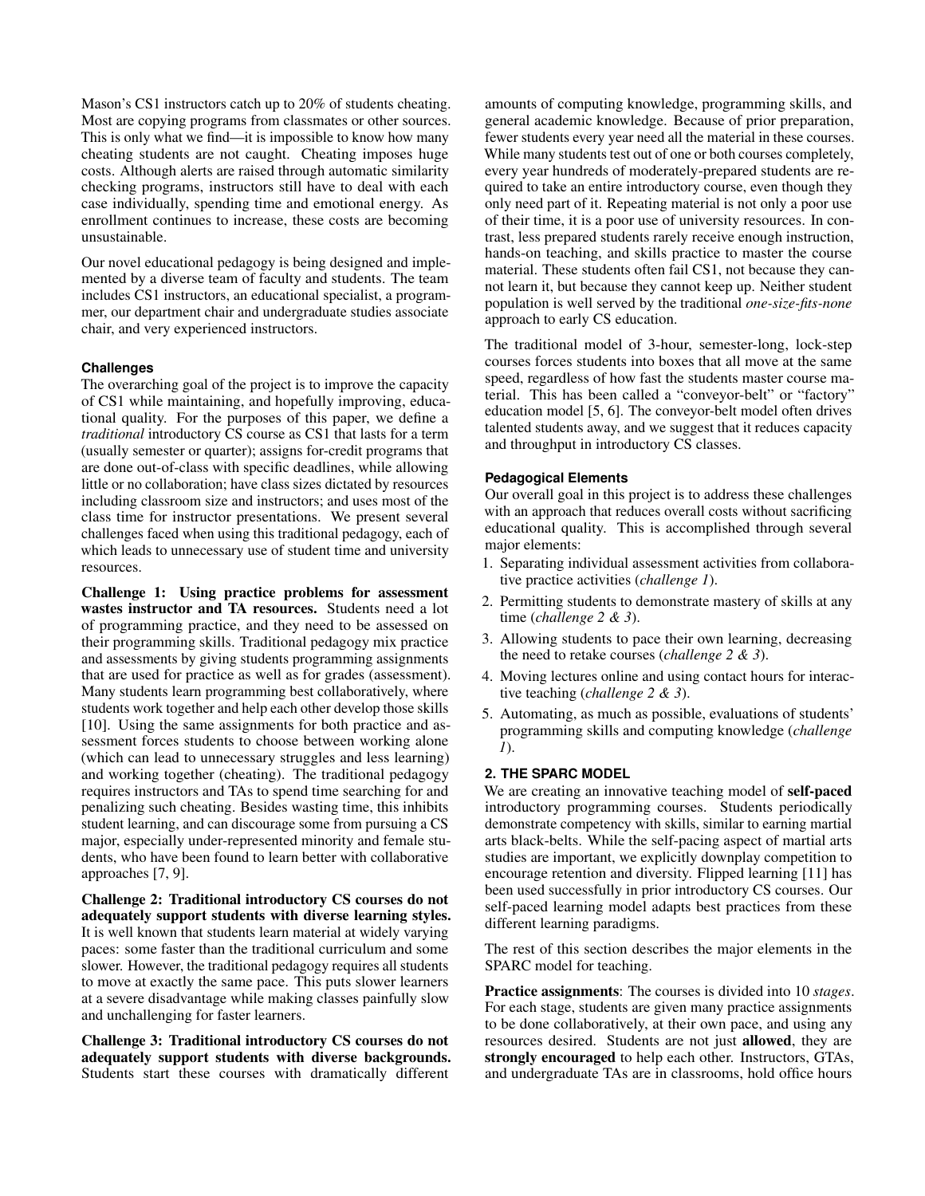Mason's CS1 instructors catch up to 20% of students cheating. Most are copying programs from classmates or other sources. This is only what we find—it is impossible to know how many cheating students are not caught. Cheating imposes huge costs. Although alerts are raised through automatic similarity checking programs, instructors still have to deal with each case individually, spending time and emotional energy. As enrollment continues to increase, these costs are becoming unsustainable.

Our novel educational pedagogy is being designed and implemented by a diverse team of faculty and students. The team includes CS1 instructors, an educational specialist, a programmer, our department chair and undergraduate studies associate chair, and very experienced instructors.

### Challenges

The overarching goal of the project is to improve the capacity of CS1 while maintaining, and hopefully improving, educational quality. For the purposes of this paper, we define a *traditional* introductory CS course as CS1 that lasts for a term (usually semester or quarter); assigns for-credit programs that are done out-of-class with specific deadlines, while allowing little or no collaboration; have class sizes dictated by resources including classroom size and instructors; and uses most of the class time for instructor presentations. We present several challenges faced when using this traditional pedagogy, each of which leads to unnecessary use of student time and university resources.

**Challenge 1: Using practice problems for assessment wastes instructor and TA resources.** Students need a lot of programming practice, and they need to be assessed on their programming skills. Traditional pedagogy mix practice and assessments by giving students programming assignments that are used for practice as well as for grades (assessment). Many students learn programming best collaboratively, where students work together and help each other develop those skills [10]. Using the same assignments for both practice and assessment forces students to choose between working alone (which can lead to unnecessary struggles and less learning) and working together (cheating). The traditional pedagogy requires instructors and TAs to spend time searching for and penalizing such cheating. Besides wasting time, this inhibits student learning, and can discourage some from pursuing a CS major, especially under-represented minority and female students, who have been found to learn better with collaborative approaches [7, 9].

**Challenge 2: Traditional introductory CS courses do not adequately support students with diverse learning styles.** It is well known that students learn material at widely varying paces: some faster than the traditional curriculum and some slower. However, the traditional pedagogy requires all students to move at exactly the same pace. This puts slower learners at a severe disadvantage while making classes painfully slow and unchallenging for faster learners.

**Challenge 3: Traditional introductory CS courses do not adequately support students with diverse backgrounds.** Students start these courses with dramatically different amounts of computing knowledge, programming skills, and general academic knowledge. Because of prior preparation, fewer students every year need all the material in these courses. While many students test out of one or both courses completely, every year hundreds of moderately-prepared students are required to take an entire introductory course, even though they only need part of it. Repeating material is not only a poor use of their time, it is a poor use of university resources. In contrast, less prepared students rarely receive enough instruction, hands-on teaching, and skills practice to master the course material. These students often fail CS1, not because they cannot learn it, but because they cannot keep up. Neither student population is well served by the traditional *one-size-fits-none* approach to early CS education.

The traditional model of 3-hour, semester-long, lock-step courses forces students into boxes that all move at the same speed, regardless of how fast the students master course material. This has been called a "conveyor-belt" or "factory" education model [5, 6]. The conveyor-belt model often drives talented students away, and we suggest that it reduces capacity and throughput in introductory CS classes.

### Pedagogical Elements

Our overall goal in this project is to address these challenges with an approach that reduces overall costs without sacrificing educational quality. This is accomplished through several major elements:

1. Separating individual assessment activities from collaborative practice activities (*challenge 1*).
2. Permitting students to demonstrate mastery of skills at any time (*challenge 2 & 3*).
3. Allowing students to pace their own learning, decreasing the need to retake courses (*challenge 2 & 3*).
4. Moving lectures online and using contact hours for interactive teaching (*challenge 2 & 3*).
5. Automating, as much as possible, evaluations of students' programming skills and computing knowledge (*challenge 1*).

## 2. THE SPARC MODEL

We are creating an innovative teaching model of **self-paced** introductory programming courses. Students periodically demonstrate competency with skills, similar to earning martial arts black-belts. While the self-pacing aspect of martial arts studies are important, we explicitly downplay competition to encourage retention and diversity. Flipped learning [11] has been used successfully in prior introductory CS courses. Our self-paced learning model adapts best practices from these different learning paradigms.

The rest of this section describes the major elements in the SPARC model for teaching.

**Practice assignments**: The courses is divided into 10 *stages*. For each stage, students are given many practice assignments to be done collaboratively, at their own pace, and using any resources desired. Students are not just **allowed**, they are **strongly encouraged** to help each other. Instructors, GTAs, and undergraduate TAs are in classrooms, hold office hours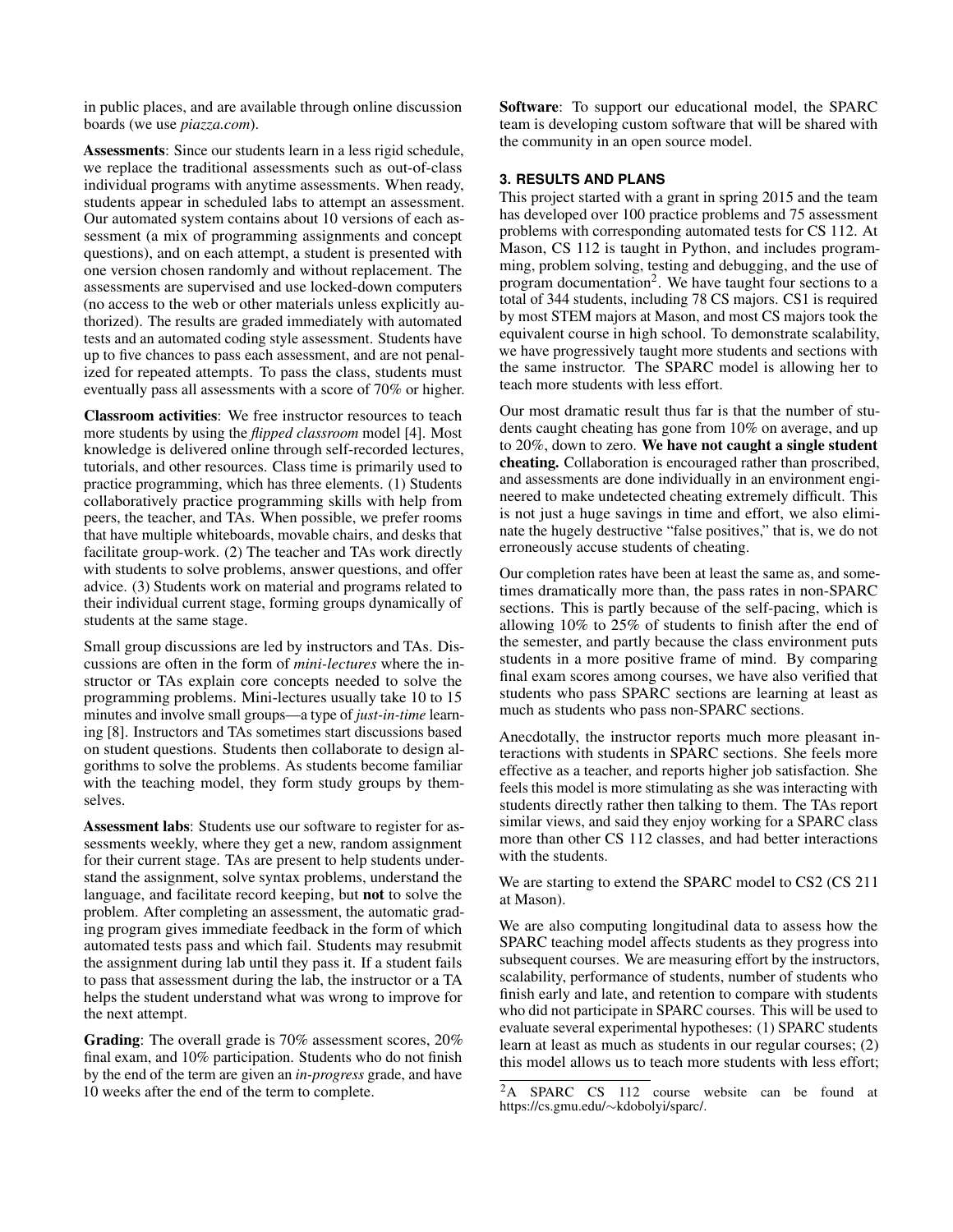in public places, and are available through online discussion boards (we use *piazza.com*).

**Assessments**: Since our students learn in a less rigid schedule, we replace the traditional assessments such as out-of-class individual programs with anytime assessments. When ready, students appear in scheduled labs to attempt an assessment. Our automated system contains about 10 versions of each assessment (a mix of programming assignments and concept questions), and on each attempt, a student is presented with one version chosen randomly and without replacement. The assessments are supervised and use locked-down computers (no access to the web or other materials unless explicitly authorized). The results are graded immediately with automated tests and an automated coding style assessment. Students have up to five chances to pass each assessment, and are not penalized for repeated attempts. To pass the class, students must eventually pass all assessments with a score of 70% or higher.

**Classroom activities**: We free instructor resources to teach more students by using the *flipped classroom* model [4]. Most knowledge is delivered online through self-recorded lectures, tutorials, and other resources. Class time is primarily used to practice programming, which has three elements. (1) Students collaboratively practice programming skills with help from peers, the teacher, and TAs. When possible, we prefer rooms that have multiple whiteboards, movable chairs, and desks that facilitate group-work. (2) The teacher and TAs work directly with students to solve problems, answer questions, and offer advice. (3) Students work on material and programs related to their individual current stage, forming groups dynamically of students at the same stage.

Small group discussions are led by instructors and TAs. Discussions are often in the form of *mini-lectures* where the instructor or TAs explain core concepts needed to solve the programming problems. Mini-lectures usually take 10 to 15 minutes and involve small groups—a type of *just-in-time* learning [8]. Instructors and TAs sometimes start discussions based on student questions. Students then collaborate to design algorithms to solve the problems. As students become familiar with the teaching model, they form study groups by themselves.

**Assessment labs**: Students use our software to register for assessments weekly, where they get a new, random assignment for their current stage. TAs are present to help students understand the assignment, solve syntax problems, understand the language, and facilitate record keeping, but **not** to solve the problem. After completing an assessment, the automatic grading program gives immediate feedback in the form of which automated tests pass and which fail. Students may resubmit the assignment during lab until they pass it. If a student fails to pass that assessment during the lab, the instructor or a TA helps the student understand what was wrong to improve for the next attempt.

**Grading**: The overall grade is 70% assessment scores, 20% final exam, and 10% participation. Students who do not finish by the end of the term are given an *in-progress* grade, and have 10 weeks after the end of the term to complete.

**Software**: To support our educational model, the SPARC team is developing custom software that will be shared with the community in an open source model.

### 3. RESULTS AND PLANS

This project started with a grant in spring 2015 and the team has developed over 100 practice problems and 75 assessment problems with corresponding automated tests for CS 112. At Mason, CS 112 is taught in Python, and includes programming, problem solving, testing and debugging, and the use of program documentation[2]. We have taught four sections to a total of 344 students, including 78 CS majors. CS1 is required by most STEM majors at Mason, and most CS majors took the equivalent course in high school. To demonstrate scalability, we have progressively taught more students and sections with the same instructor. The SPARC model is allowing her to teach more students with less effort.

Our most dramatic result thus far is that the number of students caught cheating has gone from 10% on average, and up to 20%, down to zero. **We have not caught a single student cheating.** Collaboration is encouraged rather than proscribed, and assessments are done individually in an environment engineered to make undetected cheating extremely difficult. This is not just a huge savings in time and effort, we also eliminate the hugely destructive "false positives," that is, we do not erroneously accuse students of cheating.

Our completion rates have been at least the same as, and sometimes dramatically more than, the pass rates in non-SPARC sections. This is partly because of the self-pacing, which is allowing 10% to 25% of students to finish after the end of the semester, and partly because the class environment puts students in a more positive frame of mind. By comparing final exam scores among courses, we have also verified that students who pass SPARC sections are learning at least as much as students who pass non-SPARC sections.

Anecdotally, the instructor reports much more pleasant interactions with students in SPARC sections. She feels more effective as a teacher, and reports higher job satisfaction. She feels this model is more stimulating as she was interacting with students directly rather then talking to them. The TAs report similar views, and said they enjoy working for a SPARC class more than other CS 112 classes, and had better interactions with the students.

We are starting to extend the SPARC model to CS2 (CS 211 at Mason).

We are also computing longitudinal data to assess how the SPARC teaching model affects students as they progress into subsequent courses. We are measuring effort by the instructors, scalability, performance of students, number of students who finish early and late, and retention to compare with students who did not participate in SPARC courses. This will be used to evaluate several experimental hypotheses: (1) SPARC students learn at least as much as students in our regular courses; (2) this model allows us to teach more students with less effort;

[2]A SPARC CS 112 course website can be found at https://cs.gmu.edu/∼kdobolyi/sparc/.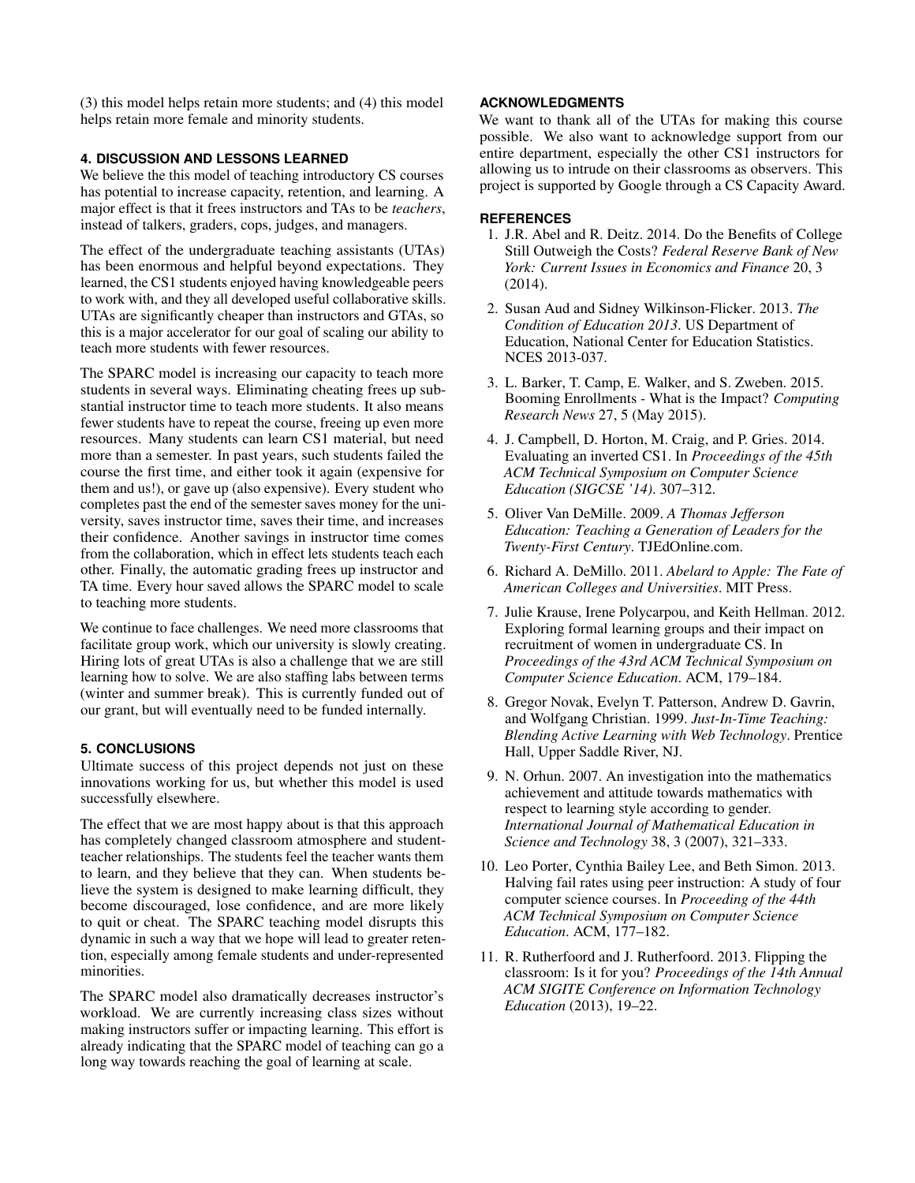(3) this model helps retain more students; and (4) this model helps retain more female and minority students.

## 4. DISCUSSION AND LESSONS LEARNED

We believe the this model of teaching introductory CS courses has potential to increase capacity, retention, and learning. A major effect is that it frees instructors and TAs to be *teachers*, instead of talkers, graders, cops, judges, and managers.

The effect of the undergraduate teaching assistants (UTAs) has been enormous and helpful beyond expectations. They learned, the CS1 students enjoyed having knowledgeable peers to work with, and they all developed useful collaborative skills. UTAs are significantly cheaper than instructors and GTAs, so this is a major accelerator for our goal of scaling our ability to teach more students with fewer resources.

The SPARC model is increasing our capacity to teach more students in several ways. Eliminating cheating frees up substantial instructor time to teach more students. It also means fewer students have to repeat the course, freeing up even more resources. Many students can learn CS1 material, but need more than a semester. In past years, such students failed the course the first time, and either took it again (expensive for them and us!), or gave up (also expensive). Every student who completes past the end of the semester saves money for the university, saves instructor time, saves their time, and increases their confidence. Another savings in instructor time comes from the collaboration, which in effect lets students teach each other. Finally, the automatic grading frees up instructor and TA time. Every hour saved allows the SPARC model to scale to teaching more students.

We continue to face challenges. We need more classrooms that facilitate group work, which our university is slowly creating. Hiring lots of great UTAs is also a challenge that we are still learning how to solve. We are also staffing labs between terms (winter and summer break). This is currently funded out of our grant, but will eventually need to be funded internally.

## 5. CONCLUSIONS

Ultimate success of this project depends not just on these innovations working for us, but whether this model is used successfully elsewhere.

The effect that we are most happy about is that this approach has completely changed classroom atmosphere and student-teacher relationships. The students feel the teacher wants them to learn, and they believe that they can. When students believe the system is designed to make learning difficult, they become discouraged, lose confidence, and are more likely to quit or cheat. The SPARC teaching model disrupts this dynamic in such a way that we hope will lead to greater retention, especially among female students and under-represented minorities.

The SPARC model also dramatically decreases instructor's workload. We are currently increasing class sizes without making instructors suffer or impacting learning. This effort is already indicating that the SPARC model of teaching can go a long way towards reaching the goal of learning at scale.

## ACKNOWLEDGMENTS

We want to thank all of the UTAs for making this course possible. We also want to acknowledge support from our entire department, especially the other CS1 instructors for allowing us to intrude on their classrooms as observers. This project is supported by Google through a CS Capacity Award.

## REFERENCES

1. J.R. Abel and R. Deitz. 2014. Do the Benefits of College Still Outweigh the Costs? *Federal Reserve Bank of New York: Current Issues in Economics and Finance* 20, 3 (2014).
2. Susan Aud and Sidney Wilkinson-Flicker. 2013. *The Condition of Education 2013*. US Department of Education, National Center for Education Statistics. NCES 2013-037.
3. L. Barker, T. Camp, E. Walker, and S. Zweben. 2015. Booming Enrollments - What is the Impact? *Computing Research News* 27, 5 (May 2015).
4. J. Campbell, D. Horton, M. Craig, and P. Gries. 2014. Evaluating an inverted CS1. In *Proceedings of the 45th ACM Technical Symposium on Computer Science Education (SIGCSE '14)*. 307–312.
5. Oliver Van DeMille. 2009. *A Thomas Jefferson Education: Teaching a Generation of Leaders for the Twenty-First Century*. TJEdOnline.com.
6. Richard A. DeMillo. 2011. *Abelard to Apple: The Fate of American Colleges and Universities*. MIT Press.
7. Julie Krause, Irene Polycarpou, and Keith Hellman. 2012. Exploring formal learning groups and their impact on recruitment of women in undergraduate CS. In *Proceedings of the 43rd ACM Technical Symposium on Computer Science Education*. ACM, 179–184.
8. Gregor Novak, Evelyn T. Patterson, Andrew D. Gavrin, and Wolfgang Christian. 1999. *Just-In-Time Teaching: Blending Active Learning with Web Technology*. Prentice Hall, Upper Saddle River, NJ.
9. N. Orhun. 2007. An investigation into the mathematics achievement and attitude towards mathematics with respect to learning style according to gender. *International Journal of Mathematical Education in Science and Technology* 38, 3 (2007), 321–333.
10. Leo Porter, Cynthia Bailey Lee, and Beth Simon. 2013. Halving fail rates using peer instruction: A study of four computer science courses. In *Proceeding of the 44th ACM Technical Symposium on Computer Science Education*. ACM, 177–182.
11. R. Rutherfoord and J. Rutherfoord. 2013. Flipping the classroom: Is it for you? *Proceedings of the 14th Annual ACM SIGITE Conference on Information Technology Education* (2013), 19–22.